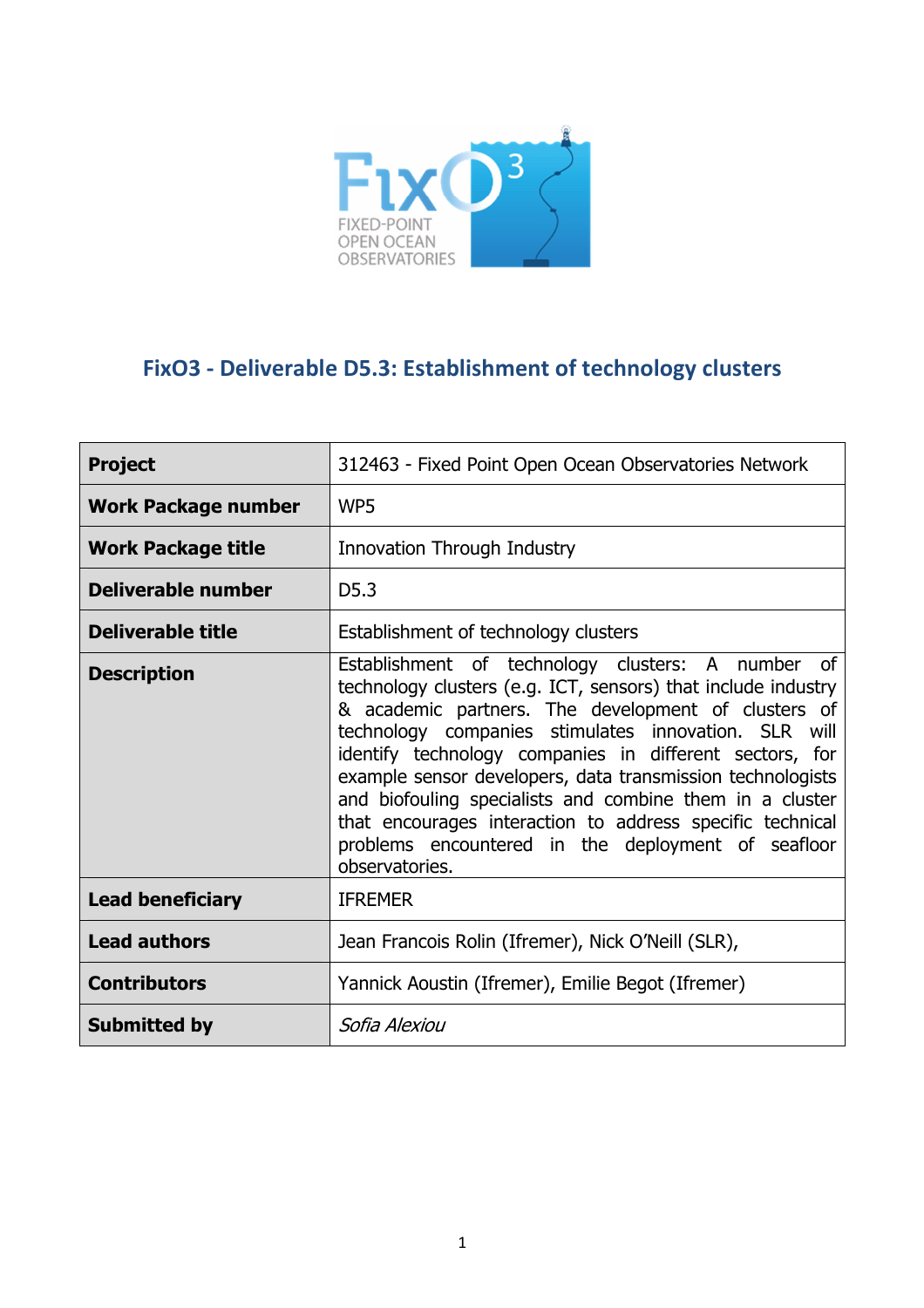FIXED-POINT OPEN OCEAN OBSERVATORIES

# FixO3 - Deliverable D5.3: Establishment of technology clusters

| **Project** | 312463 - Fixed Point Open Ocean Observatories Network |
|---|---|
| **Work Package number** | WP5 |
| **Work Package title** | Innovation Through Industry |
| **Deliverable number** | D5.3 |
| **Deliverable title** | Establishment of technology clusters |
| **Description** | Establishment of technology clusters: A number of technology clusters (e.g. ICT, sensors) that include industry & academic partners. The development of clusters of technology companies stimulates innovation. SLR will identify technology companies in different sectors, for example sensor developers, data transmission technologists and biofouling specialists and combine them in a cluster that encourages interaction to address specific technical problems encountered in the deployment of seafloor observatories. |
| **Lead beneficiary** | IFREMER |
| **Lead authors** | Jean Francois Rolin (Ifremer), Nick O'Neill (SLR), |
| **Contributors** | Yannick Aoustin (Ifremer), Emilie Begot (Ifremer) |
| **Submitted by** | *Sofia Alexiou* |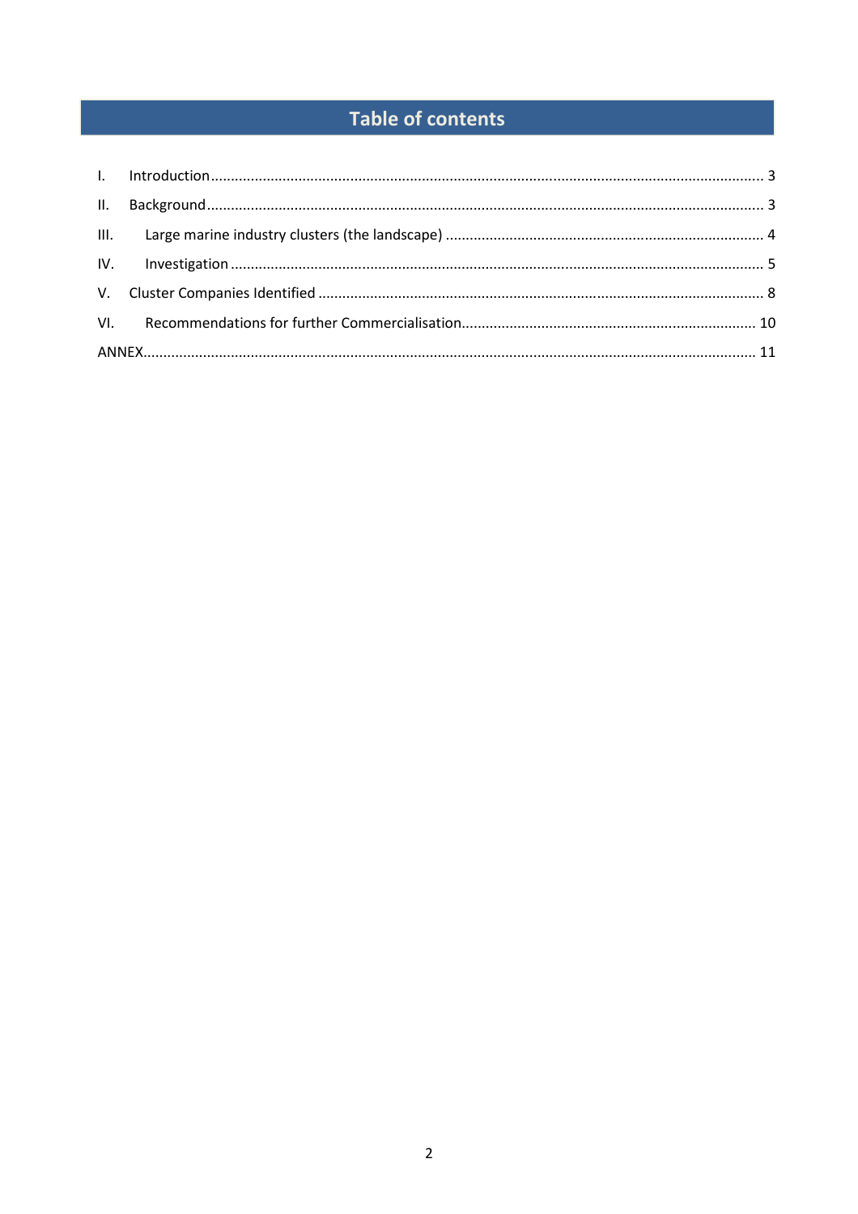# Table of contents

I. Introduction ........................................................................................................................................ 3

II. Background ......................................................................................................................................... 3

III. Large marine industry clusters (the landscape) ............................................................................. 4

IV. Investigation ...................................................................................................................................... 5

V. Cluster Companies Identified ............................................................................................................ 8

VI. Recommendations for further Commercialisation ......................................................................... 10

ANNEX ..................................................................................................................................................... 11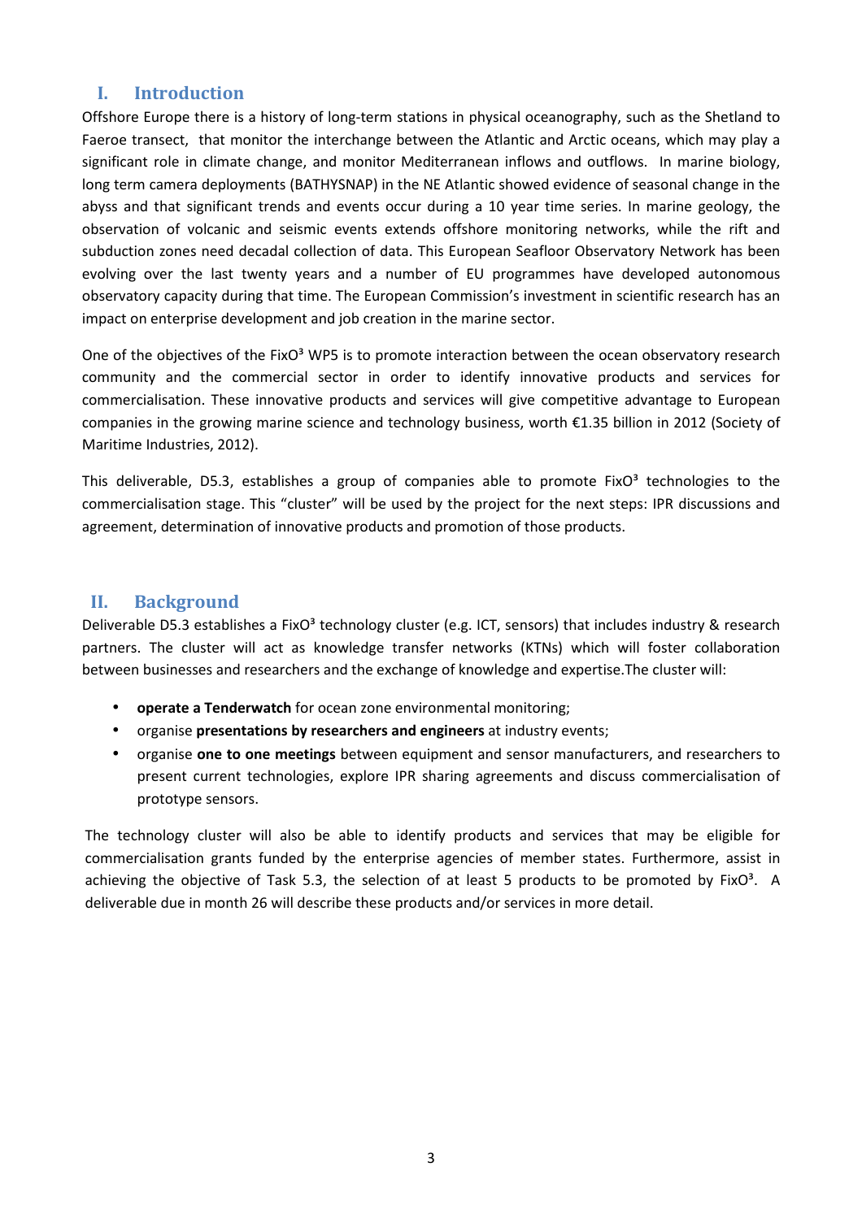## I. Introduction

Offshore Europe there is a history of long-term stations in physical oceanography, such as the Shetland to Faeroe transect, that monitor the interchange between the Atlantic and Arctic oceans, which may play a significant role in climate change, and monitor Mediterranean inflows and outflows. In marine biology, long term camera deployments (BATHYSNAP) in the NE Atlantic showed evidence of seasonal change in the abyss and that significant trends and events occur during a 10 year time series. In marine geology, the observation of volcanic and seismic events extends offshore monitoring networks, while the rift and subduction zones need decadal collection of data. This European Seafloor Observatory Network has been evolving over the last twenty years and a number of EU programmes have developed autonomous observatory capacity during that time. The European Commission's investment in scientific research has an impact on enterprise development and job creation in the marine sector.

One of the objectives of the FixO³ WP5 is to promote interaction between the ocean observatory research community and the commercial sector in order to identify innovative products and services for commercialisation. These innovative products and services will give competitive advantage to European companies in the growing marine science and technology business, worth €1.35 billion in 2012 (Society of Maritime Industries, 2012).

This deliverable, D5.3, establishes a group of companies able to promote FixO³ technologies to the commercialisation stage. This "cluster" will be used by the project for the next steps: IPR discussions and agreement, determination of innovative products and promotion of those products.

## II. Background

Deliverable D5.3 establishes a FixO³ technology cluster (e.g. ICT, sensors) that includes industry & research partners. The cluster will act as knowledge transfer networks (KTNs) which will foster collaboration between businesses and researchers and the exchange of knowledge and expertise.The cluster will:

- **operate a Tenderwatch** for ocean zone environmental monitoring;
- organise **presentations by researchers and engineers** at industry events;
- organise **one to one meetings** between equipment and sensor manufacturers, and researchers to present current technologies, explore IPR sharing agreements and discuss commercialisation of prototype sensors.

The technology cluster will also be able to identify products and services that may be eligible for commercialisation grants funded by the enterprise agencies of member states. Furthermore, assist in achieving the objective of Task 5.3, the selection of at least 5 products to be promoted by FixO³. A deliverable due in month 26 will describe these products and/or services in more detail.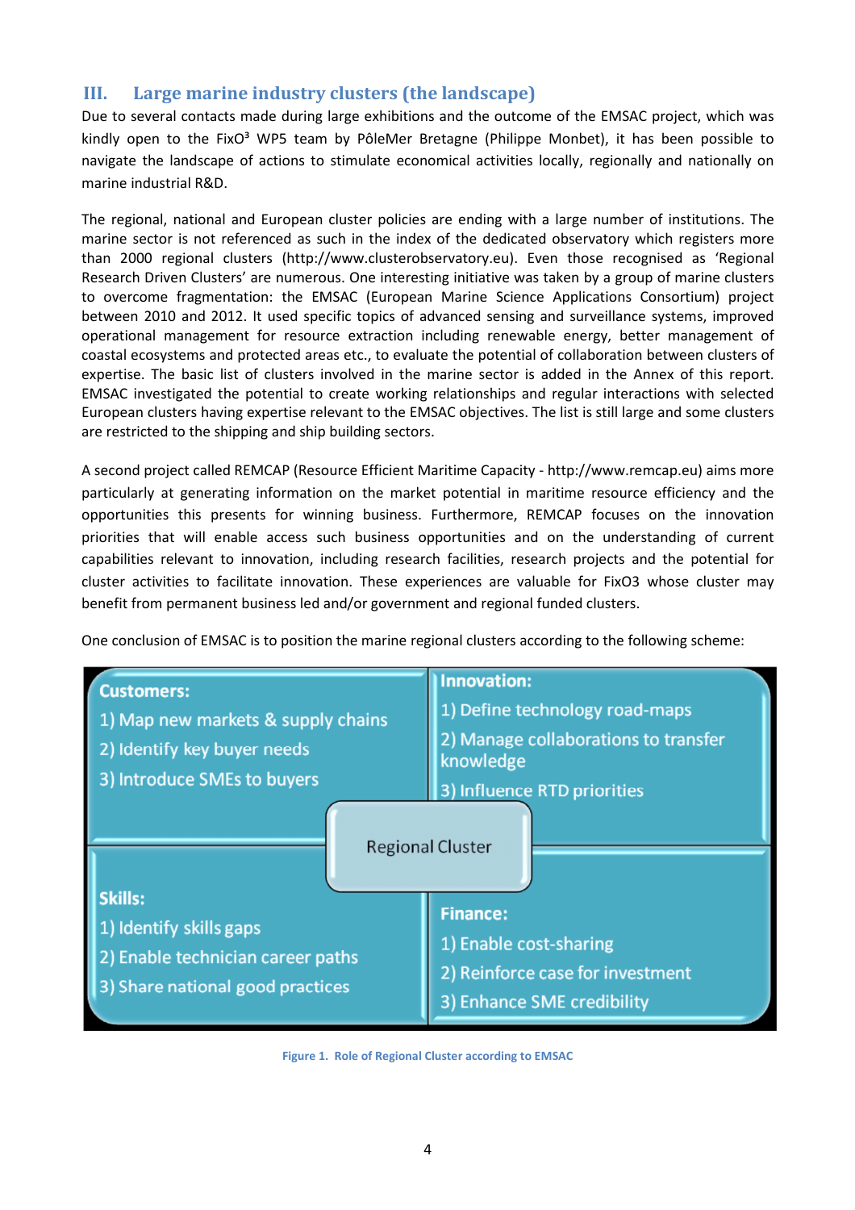## III. Large marine industry clusters (the landscape)

Due to several contacts made during large exhibitions and the outcome of the EMSAC project, which was kindly open to the FixO$^3$ WP5 team by PôleMer Bretagne (Philippe Monbet), it has been possible to navigate the landscape of actions to stimulate economical activities locally, regionally and nationally on marine industrial R&D.

The regional, national and European cluster policies are ending with a large number of institutions. The marine sector is not referenced as such in the index of the dedicated observatory which registers more than 2000 regional clusters (http://www.clusterobservatory.eu). Even those recognised as 'Regional Research Driven Clusters' are numerous. One interesting initiative was taken by a group of marine clusters to overcome fragmentation: the EMSAC (European Marine Science Applications Consortium) project between 2010 and 2012. It used specific topics of advanced sensing and surveillance systems, improved operational management for resource extraction including renewable energy, better management of coastal ecosystems and protected areas etc., to evaluate the potential of collaboration between clusters of expertise. The basic list of clusters involved in the marine sector is added in the Annex of this report. EMSAC investigated the potential to create working relationships and regular interactions with selected European clusters having expertise relevant to the EMSAC objectives. The list is still large and some clusters are restricted to the shipping and ship building sectors.

A second project called REMCAP (Resource Efficient Maritime Capacity - http://www.remcap.eu) aims more particularly at generating information on the market potential in maritime resource efficiency and the opportunities this presents for winning business. Furthermore, REMCAP focuses on the innovation priorities that will enable access such business opportunities and on the understanding of current capabilities relevant to innovation, including research facilities, research projects and the potential for cluster activities to facilitate innovation. These experiences are valuable for FixO3 whose cluster may benefit from permanent business led and/or government and regional funded clusters.

One conclusion of EMSAC is to position the marine regional clusters according to the following scheme:

**Regional Cluster**

**Customers:**
1) Map new markets & supply chains
2) Identify key buyer needs
3) Introduce SMEs to buyers

**Innovation:**
1) Define technology road-maps
2) Manage collaborations to transfer knowledge
3) Influence RTD priorities

**Skills:**
1) Identify skills gaps
2) Enable technician career paths
3) Share national good practices

**Finance:**
1) Enable cost-sharing
2) Reinforce case for investment
3) Enhance SME credibility

Figure 1. Role of Regional Cluster according to EMSAC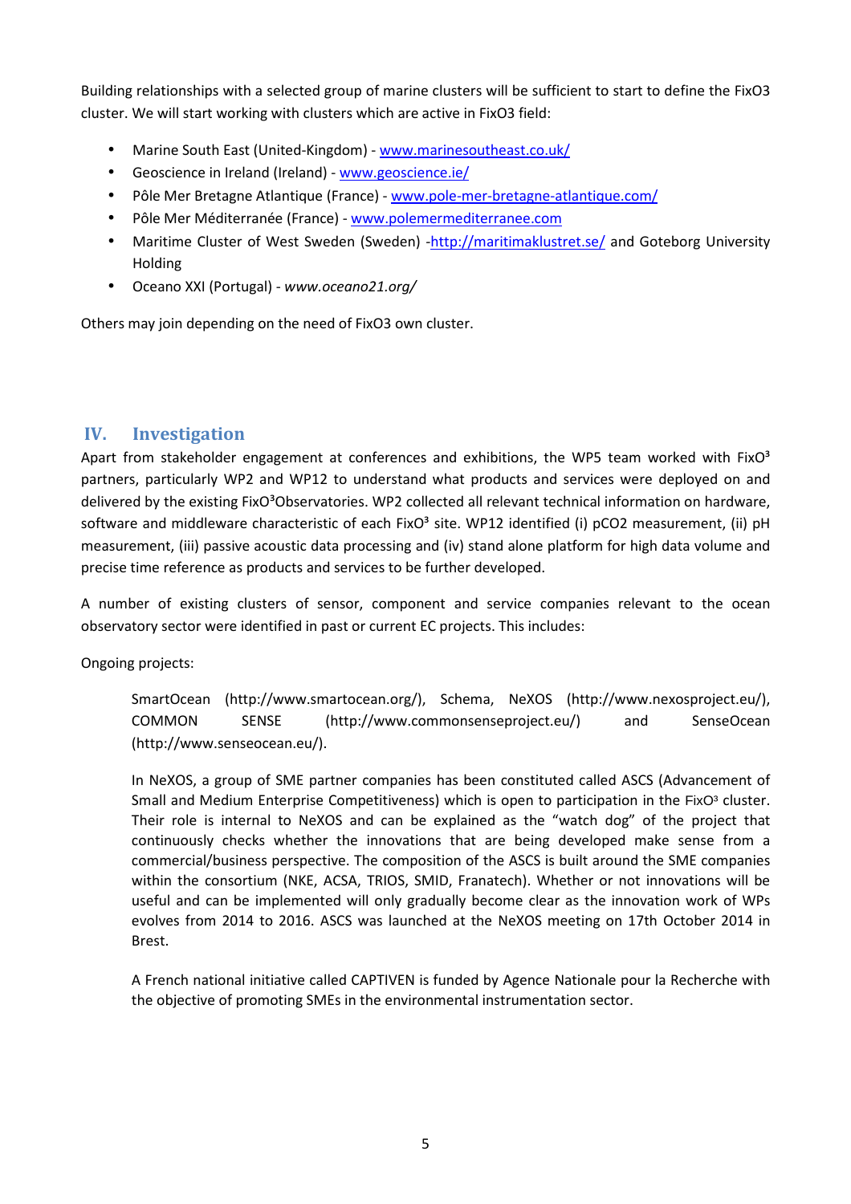Building relationships with a selected group of marine clusters will be sufficient to start to define the FixO3 cluster. We will start working with clusters which are active in FixO3 field:

- Marine South East (United-Kingdom) - [www.marinesoutheast.co.uk/](www.marinesoutheast.co.uk/)
- Geoscience in Ireland (Ireland) - [www.geoscience.ie/](www.geoscience.ie/)
- Pôle Mer Bretagne Atlantique (France) - [www.pole-mer-bretagne-atlantique.com/](www.pole-mer-bretagne-atlantique.com/)
- Pôle Mer Méditerranée (France) - [www.polemermediterranee.com](www.polemermediterranee.com)
- Maritime Cluster of West Sweden (Sweden) -[http://maritimaklustret.se/](http://maritimaklustret.se/) and Goteborg University Holding
- Oceano XXI (Portugal) - *www.oceano21.org/*

Others may join depending on the need of FixO3 own cluster.

## IV. Investigation

Apart from stakeholder engagement at conferences and exhibitions, the WP5 team worked with FixO³ partners, particularly WP2 and WP12 to understand what products and services were deployed on and delivered by the existing FixO³Observatories. WP2 collected all relevant technical information on hardware, software and middleware characteristic of each FixO³ site. WP12 identified (i) pCO2 measurement, (ii) pH measurement, (iii) passive acoustic data processing and (iv) stand alone platform for high data volume and precise time reference as products and services to be further developed.

A number of existing clusters of sensor, component and service companies relevant to the ocean observatory sector were identified in past or current EC projects. This includes:

Ongoing projects:

> SmartOcean (http://www.smartocean.org/), Schema, NeXOS (http://www.nexosproject.eu/), COMMON SENSE (http://www.commonsenseproject.eu/) and SenseOcean (http://www.senseocean.eu/).
>
> In NeXOS, a group of SME partner companies has been constituted called ASCS (Advancement of Small and Medium Enterprise Competitiveness) which is open to participation in the FixO³ cluster. Their role is internal to NeXOS and can be explained as the "watch dog" of the project that continuously checks whether the innovations that are being developed make sense from a commercial/business perspective. The composition of the ASCS is built around the SME companies within the consortium (NKE, ACSA, TRIOS, SMID, Franatech). Whether or not innovations will be useful and can be implemented will only gradually become clear as the innovation work of WPs evolves from 2014 to 2016. ASCS was launched at the NeXOS meeting on 17th October 2014 in Brest.
>
> A French national initiative called CAPTIVEN is funded by Agence Nationale pour la Recherche with the objective of promoting SMEs in the environmental instrumentation sector.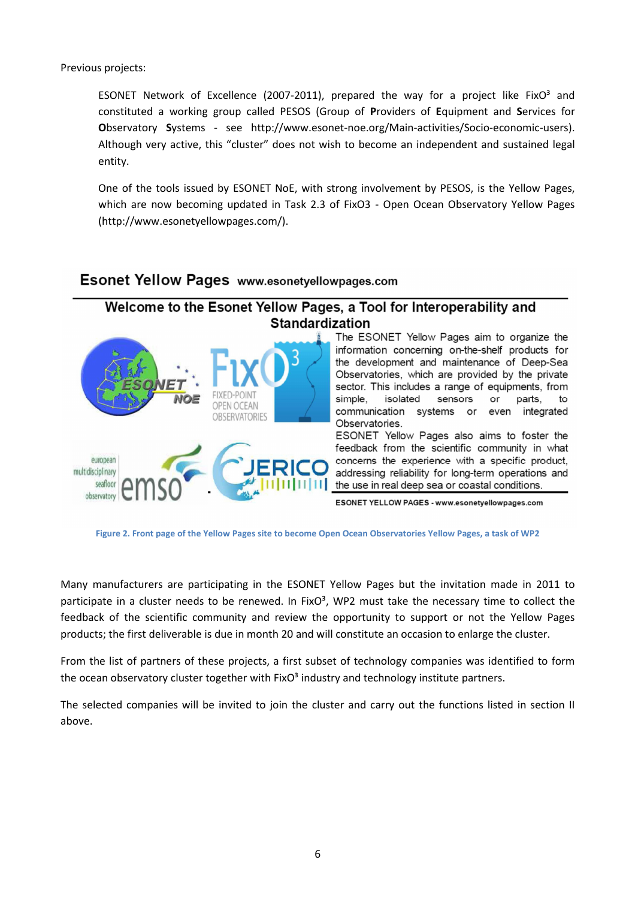Previous projects:

ESONET Network of Excellence (2007-2011), prepared the way for a project like FixO³ and constituted a working group called PESOS (Group of **P**roviders of **E**quipment and **S**ervices for **O**bservatory **S**ystems - see http://www.esonet-noe.org/Main-activities/Socio-economic-users). Although very active, this "cluster" does not wish to become an independent and sustained legal entity.

One of the tools issued by ESONET NoE, with strong involvement by PESOS, is the Yellow Pages, which are now becoming updated in Task 2.3 of FixO3 - Open Ocean Observatory Yellow Pages (http://www.esonetyellowpages.com/).

**Esonet Yellow Pages** www.esonetyellowpages.com

**Welcome to the Esonet Yellow Pages, a Tool for Interoperability and Standardization**

The ESONET Yellow Pages aim to organize the information concerning on-the-shelf products for the development and maintenance of Deep-Sea Observatories, which are provided by the private sector. This includes a range of equipments, from simple, isolated sensors or parts, to communication systems or even integrated Observatories.

ESONET Yellow Pages also aims to foster the feedback from the scientific community in what concerns the experience with a specific product, addressing reliability for long-term operations and the use in real deep sea or coastal conditions.

ESONET YELLOW PAGES - www.esonetyellowpages.com

Figure 2. Front page of the Yellow Pages site to become Open Ocean Observatories Yellow Pages, a task of WP2

Many manufacturers are participating in the ESONET Yellow Pages but the invitation made in 2011 to participate in a cluster needs to be renewed. In FixO³, WP2 must take the necessary time to collect the feedback of the scientific community and review the opportunity to support or not the Yellow Pages products; the first deliverable is due in month 20 and will constitute an occasion to enlarge the cluster.

From the list of partners of these projects, a first subset of technology companies was identified to form the ocean observatory cluster together with FixO³ industry and technology institute partners.

The selected companies will be invited to join the cluster and carry out the functions listed in section II above.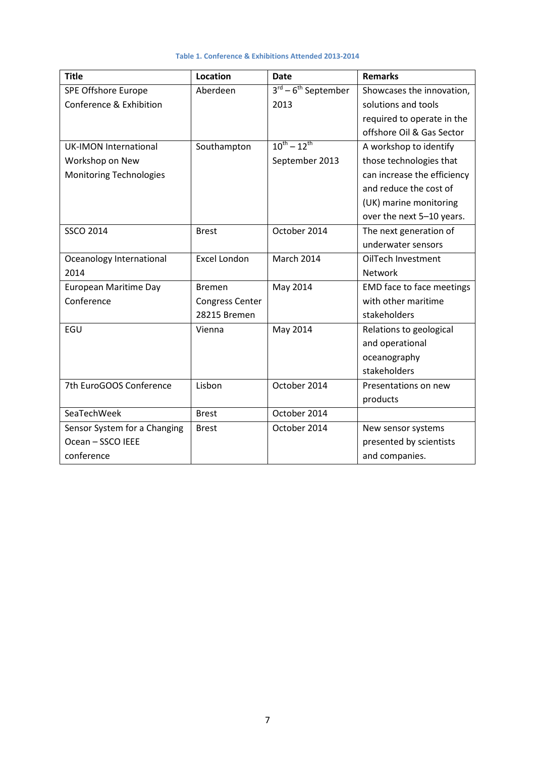**Table 1. Conference & Exhibitions Attended 2013-2014**

| Title | Location | Date | Remarks |
|---|---|---|---|
| SPE Offshore Europe Conference & Exhibition | Aberdeen | 3rd – 6th September 2013 | Showcases the innovation, solutions and tools required to operate in the offshore Oil & Gas Sector |
| UK-IMON International Workshop on New Monitoring Technologies | Southampton | 10th – 12th September 2013 | A workshop to identify those technologies that can increase the efficiency and reduce the cost of (UK) marine monitoring over the next 5–10 years. |
| SSCO 2014 | Brest | October 2014 | The next generation of underwater sensors |
| Oceanology International 2014 | Excel London | March 2014 | OilTech Investment Network |
| European Maritime Day Conference | Bremen Congress Center 28215 Bremen | May 2014 | EMD face to face meetings with other maritime stakeholders |
| EGU | Vienna | May 2014 | Relations to geological and operational oceanography stakeholders |
| 7th EuroGOOS Conference | Lisbon | October 2014 | Presentations on new products |
| SeaTechWeek | Brest | October 2014 | |
| Sensor System for a Changing Ocean – SSCO IEEE conference | Brest | October 2014 | New sensor systems presented by scientists and companies. |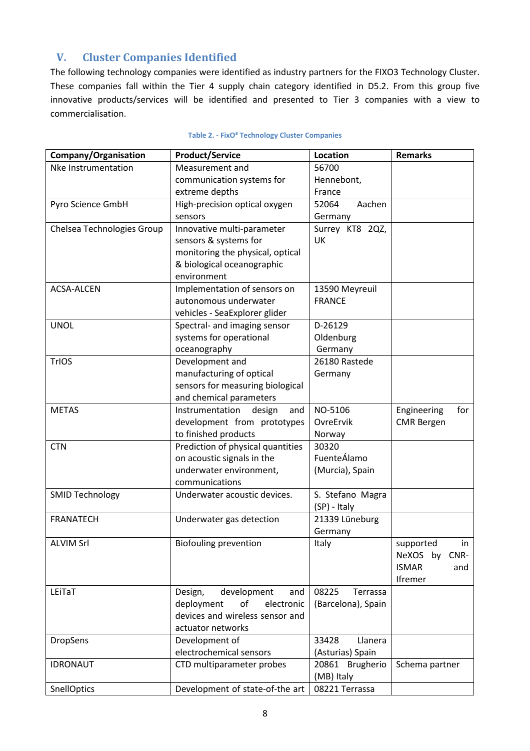## V. Cluster Companies Identified

The following technology companies were identified as industry partners for the FIXO3 Technology Cluster. These companies fall within the Tier 4 supply chain category identified in D5.2. From this group five innovative products/services will be identified and presented to Tier 3 companies with a view to commercialisation.

Table 2. - FixO³ Technology Cluster Companies

| Company/Organisation | Product/Service | Location | Remarks |
|---|---|---|---|
| Nke Instrumentation | Measurement and communication systems for extreme depths | 56700 Hennebont, France | |
| Pyro Science GmbH | High-precision optical oxygen sensors | 52064 Aachen Germany | |
| Chelsea Technologies Group | Innovative multi-parameter sensors & systems for monitoring the physical, optical & biological oceanographic environment | Surrey KT8 2QZ, UK | |
| ACSA-ALCEN | Implementation of sensors on autonomous underwater vehicles - SeaExplorer glider | 13590 Meyreuil FRANCE | |
| UNOL | Spectral- and imaging sensor systems for operational oceanography | D-26129 Oldenburg Germany | |
| TrIOS | Development and manufacturing of optical sensors for measuring biological and chemical parameters | 26180 Rastede Germany | |
| METAS | Instrumentation design and development from prototypes to finished products | NO-5106 OvreErvik Norway | Engineering for CMR Bergen |
| CTN | Prediction of physical quantities on acoustic signals in the underwater environment, communications | 30320 FuenteÁlamo (Murcia), Spain | |
| SMID Technology | Underwater acoustic devices. | S. Stefano Magra (SP) - Italy | |
| FRANATECH | Underwater gas detection | 21339 Lüneburg Germany | |
| ALVIM Srl | Biofouling prevention | Italy | supported in NeXOS by CNR-ISMAR and Ifremer |
| LEiTaT | Design, development and deployment of electronic devices and wireless sensor and actuator networks | 08225 Terrassa (Barcelona), Spain | |
| DropSens | Development of electrochemical sensors | 33428 Llanera (Asturias) Spain | |
| IDRONAUT | CTD multiparameter probes | 20861 Brugherio (MB) Italy | Schema partner |
| SnellOptics | Development of state-of-the art | 08221 Terrassa | |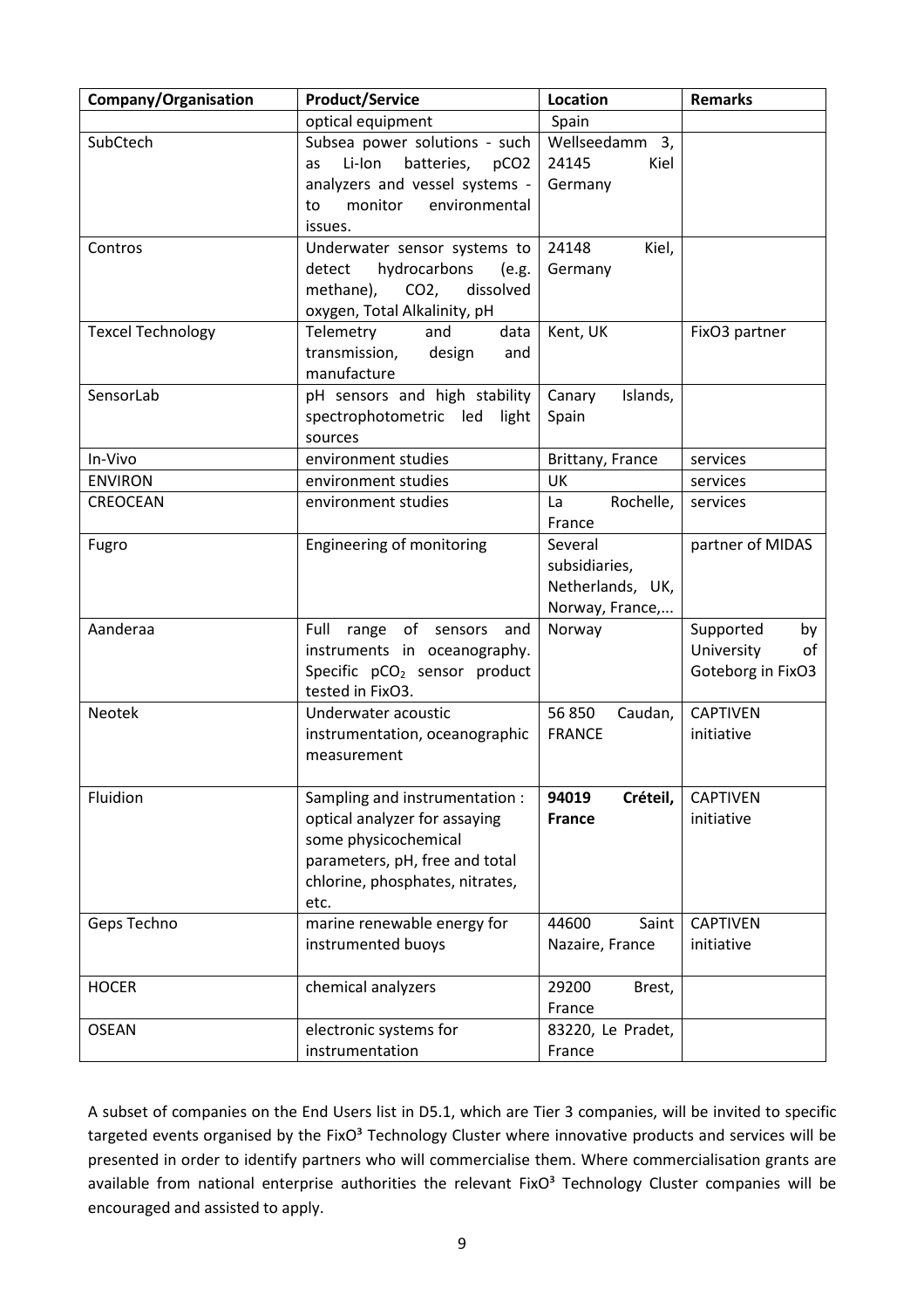| Company/Organisation | Product/Service | Location | Remarks |
|---|---|---|---|
| | optical equipment | Spain | |
| SubCtech | Subsea power solutions - such as Li-Ion batteries, pCO2 analyzers and vessel systems - to monitor environmental issues. | Wellseedamm 3, 24145 Kiel Germany | |
| Contros | Underwater sensor systems to detect hydrocarbons (e.g. methane), CO2, dissolved oxygen, Total Alkalinity, pH | 24148 Kiel, Germany | |
| Texcel Technology | Telemetry and data transmission, design and manufacture | Kent, UK | FixO3 partner |
| SensorLab | pH sensors and high stability spectrophotometric led light sources | Canary Islands, Spain | |
| In-Vivo | environment studies | Brittany, France | services |
| ENVIRON | environment studies | UK | services |
| CREOCEAN | environment studies | La Rochelle, France | services |
| Fugro | Engineering of monitoring | Several subsidiaries, Netherlands, UK, Norway, France,... | partner of MIDAS |
| Aanderaa | Full range of sensors and instruments in oceanography. Specific $pCO_2$ sensor product tested in FixO3. | Norway | Supported by University of Goteborg in FixO3 |
| Neotek | Underwater acoustic instrumentation, oceanographic measurement | 56 850 Caudan, FRANCE | CAPTIVEN initiative |
| Fluidion | Sampling and instrumentation : optical analyzer for assaying some physicochemical parameters, pH, free and total chlorine, phosphates, nitrates, etc. | **94019 Créteil, France** | CAPTIVEN initiative |
| Geps Techno | marine renewable energy for instrumented buoys | 44600 Saint Nazaire, France | CAPTIVEN initiative |
| HOCER | chemical analyzers | 29200 Brest, France | |
| OSEAN | electronic systems for instrumentation | 83220, Le Pradet, France | |

A subset of companies on the End Users list in D5.1, which are Tier 3 companies, will be invited to specific targeted events organised by the FixO³ Technology Cluster where innovative products and services will be presented in order to identify partners who will commercialise them. Where commercialisation grants are available from national enterprise authorities the relevant FixO³ Technology Cluster companies will be encouraged and assisted to apply.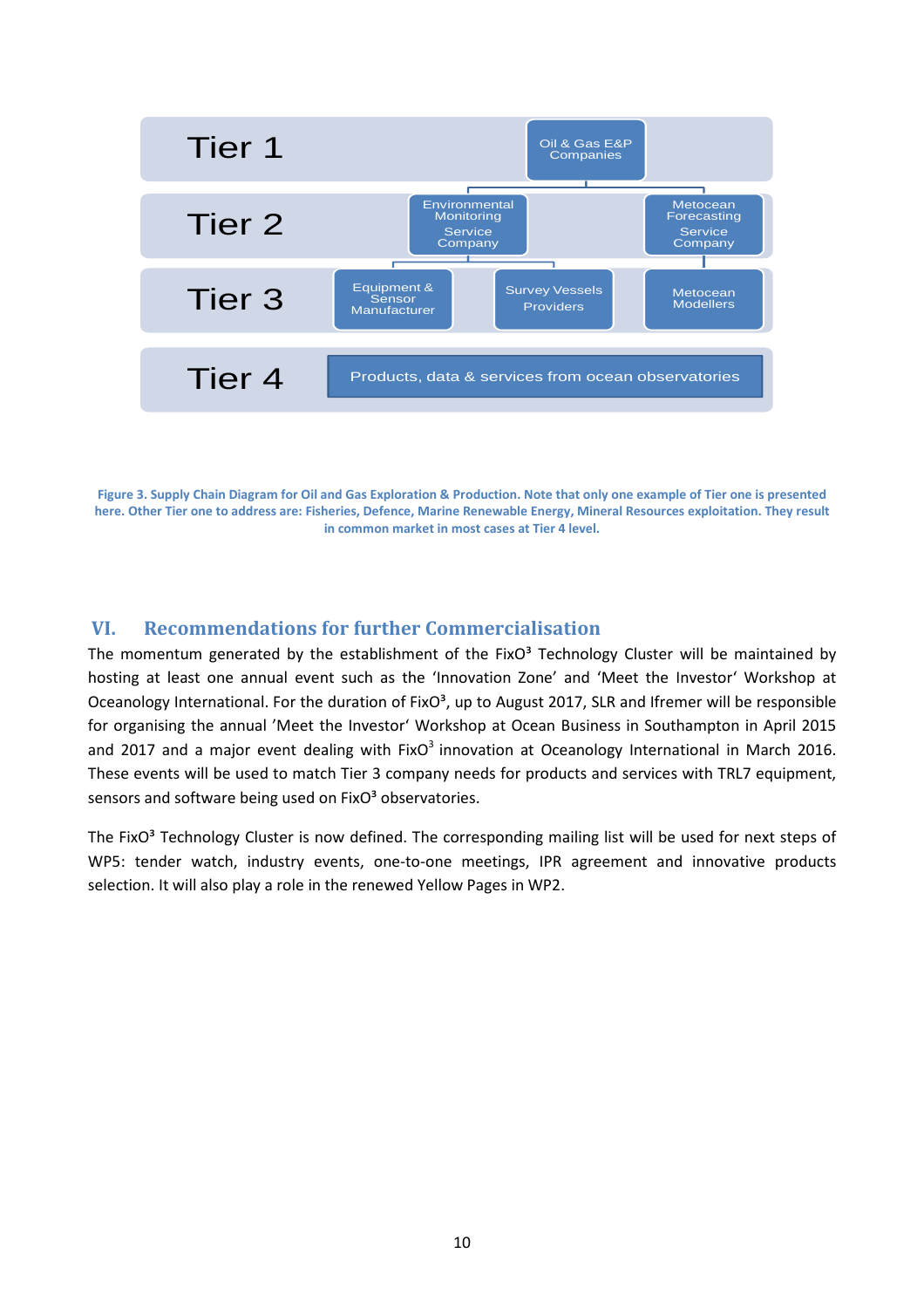Tier 1 — Oil & Gas E&P Companies

Tier 2 — Environmental Monitoring Service Company; Metocean Forecasting Service Company

Tier 3 — Equipment & Sensor Manufacturer; Survey Vessels Providers; Metocean Modellers

Tier 4 — Products, data & services from ocean observatories

**Figure 3. Supply Chain Diagram for Oil and Gas Exploration & Production. Note that only one example of Tier one is presented here. Other Tier one to address are: Fisheries, Defence, Marine Renewable Energy, Mineral Resources exploitation. They result in common market in most cases at Tier 4 level.**

## VI. Recommendations for further Commercialisation

The momentum generated by the establishment of the FixO³ Technology Cluster will be maintained by hosting at least one annual event such as the 'Innovation Zone' and 'Meet the Investor' Workshop at Oceanology International. For the duration of FixO³, up to August 2017, SLR and Ifremer will be responsible for organising the annual 'Meet the Investor' Workshop at Ocean Business in Southampton in April 2015 and 2017 and a major event dealing with FixO³ innovation at Oceanology International in March 2016. These events will be used to match Tier 3 company needs for products and services with TRL7 equipment, sensors and software being used on FixO³ observatories.

The FixO³ Technology Cluster is now defined. The corresponding mailing list will be used for next steps of WP5: tender watch, industry events, one-to-one meetings, IPR agreement and innovative products selection. It will also play a role in the renewed Yellow Pages in WP2.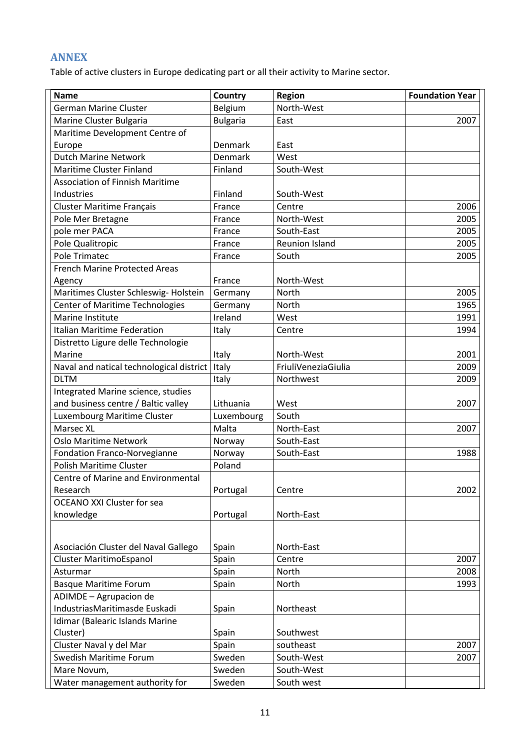## ANNEX

Table of active clusters in Europe dedicating part or all their activity to Marine sector.

| Name | Country | Region | Foundation Year |
|---|---|---|---|
| German Marine Cluster | Belgium | North-West | |
| Marine Cluster Bulgaria | Bulgaria | East | 2007 |
| Maritime Development Centre of Europe | Denmark | East | |
| Dutch Marine Network | Denmark | West | |
| Maritime Cluster Finland | Finland | South-West | |
| Association of Finnish Maritime Industries | Finland | South-West | |
| Cluster Maritime Français | France | Centre | 2006 |
| Pole Mer Bretagne | France | North-West | 2005 |
| pole mer PACA | France | South-East | 2005 |
| Pole Qualitropic | France | Reunion Island | 2005 |
| Pole Trimatec | France | South | 2005 |
| French Marine Protected Areas Agency | France | North-West | |
| Maritimes Cluster Schleswig- Holstein | Germany | North | 2005 |
| Center of Maritime Technologies | Germany | North | 1965 |
| Marine Institute | Ireland | West | 1991 |
| Italian Maritime Federation | Italy | Centre | 1994 |
| Distretto Ligure delle Technologie Marine | Italy | North-West | 2001 |
| Naval and natical technological district | Italy | FriuliVeneziaGiulia | 2009 |
| DLTM | Italy | Northwest | 2009 |
| Integrated Marine science, studies and business centre / Baltic valley | Lithuania | West | 2007 |
| Luxembourg Maritime Cluster | Luxembourg | South | |
| Marsec XL | Malta | North-East | 2007 |
| Oslo Maritime Network | Norway | South-East | |
| Fondation Franco-Norvegianne | Norway | South-East | 1988 |
| Polish Maritime Cluster | Poland | | |
| Centre of Marine and Environmental Research | Portugal | Centre | 2002 |
| OCEANO XXI Cluster for sea knowledge | Portugal | North-East | |
| Asociación Cluster del Naval Gallego | Spain | North-East | |
| Cluster MaritimoEspanol | Spain | Centre | 2007 |
| Asturmar | Spain | North | 2008 |
| Basque Maritime Forum | Spain | North | 1993 |
| ADIMDE – Agrupacion de IndustriasMaritimasde Euskadi | Spain | Northeast | |
| Idimar (Balearic Islands Marine Cluster) | Spain | Southwest | |
| Cluster Naval y del Mar | Spain | southeast | 2007 |
| Swedish Maritime Forum | Sweden | South-West | 2007 |
| Mare Novum, | Sweden | South-West | |
| Water management authority for | Sweden | South west | |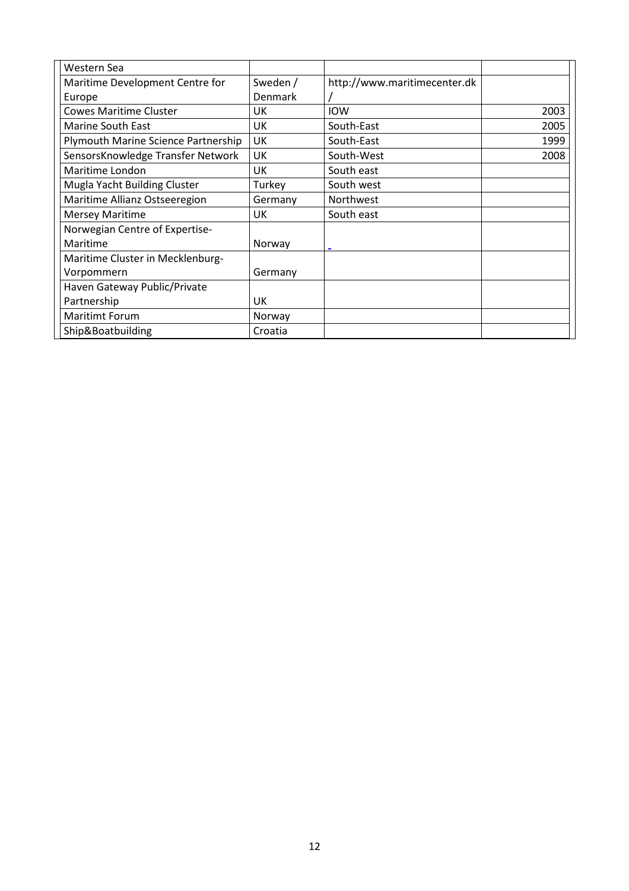| | | | |
|---|---|---|---|
| Western Sea | | | |
| Maritime Development Centre for Europe | Sweden / Denmark | http://www.maritimecenter.dk/ | |
| Cowes Maritime Cluster | UK | IOW | 2003 |
| Marine South East | UK | South-East | 2005 |
| Plymouth Marine Science Partnership | UK | South-East | 1999 |
| SensorsKnowledge Transfer Network | UK | South-West | 2008 |
| Maritime London | UK | South east | |
| Mugla Yacht Building Cluster | Turkey | South west | |
| Maritime Allianz Ostseeregion | Germany | Northwest | |
| Mersey Maritime | UK | South east | |
| Norwegian Centre of Expertise-Maritime | Norway | | |
| Maritime Cluster in Mecklenburg-Vorpommern | Germany | | |
| Haven Gateway Public/Private Partnership | UK | | |
| Maritimt Forum | Norway | | |
| Ship&Boatbuilding | Croatia | | |